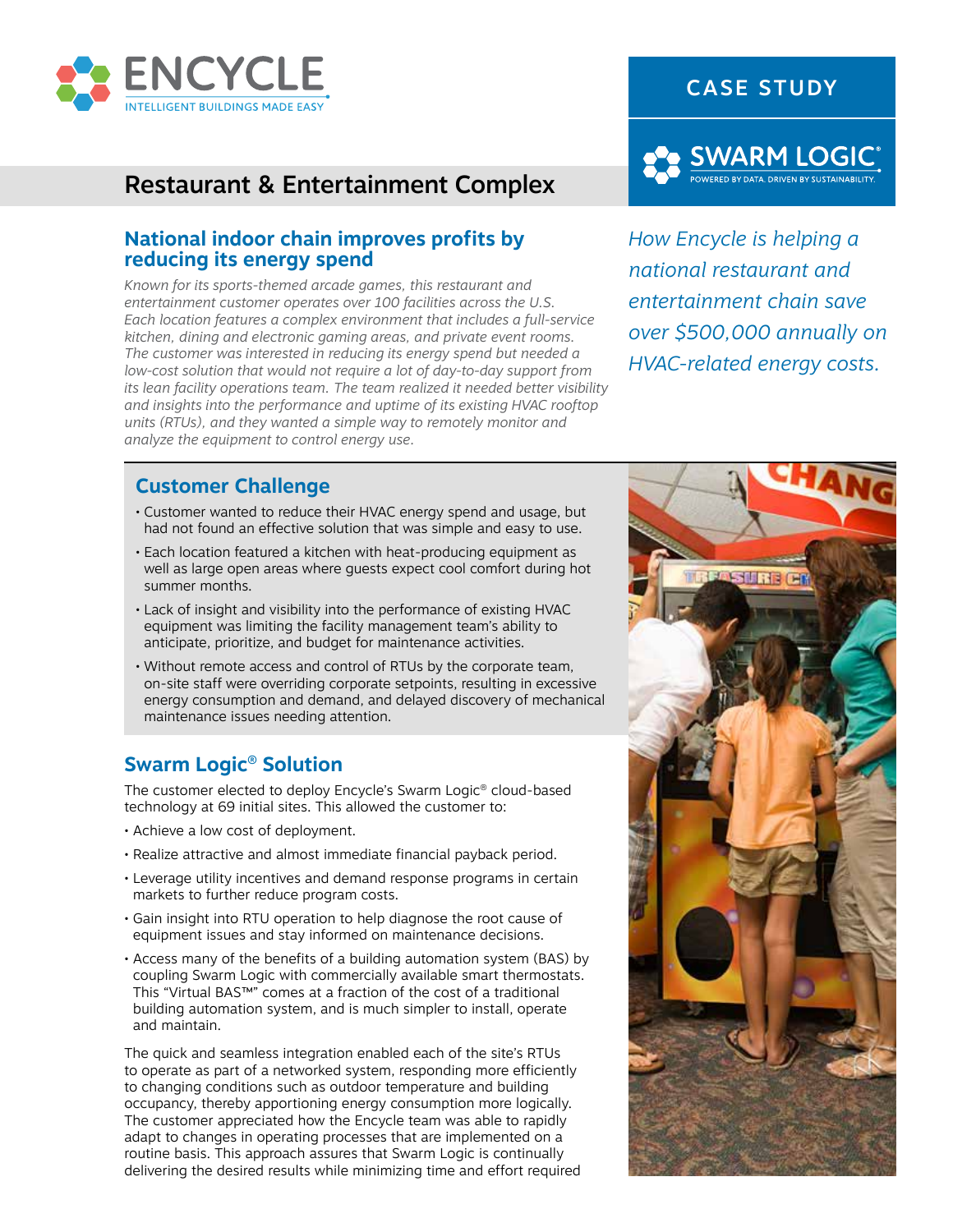ENCYCLE

INTELLIGENT BUILDINGS MADE EASY

CASE STUDY

SWARM LOGIC®

POWERED BY DATA. DRIVEN BY SUSTAINABILITY.

# Restaurant & Entertainment Complex

## National indoor chain improves profits by reducing its energy spend

*Known for its sports-themed arcade games, this restaurant and entertainment customer operates over 100 facilities across the U.S. Each location features a complex environment that includes a full-service kitchen, dining and electronic gaming areas, and private event rooms. The customer was interested in reducing its energy spend but needed a low-cost solution that would not require a lot of day-to-day support from its lean facility operations team. The team realized it needed better visibility and insights into the performance and uptime of its existing HVAC rooftop units (RTUs), and they wanted a simple way to remotely monitor and analyze the equipment to control energy use.*

*How Encycle is helping a national restaurant and entertainment chain save over $500,000 annually on HVAC-related energy costs.*

## Customer Challenge

- Customer wanted to reduce their HVAC energy spend and usage, but had not found an effective solution that was simple and easy to use.
- Each location featured a kitchen with heat-producing equipment as well as large open areas where guests expect cool comfort during hot summer months.
- Lack of insight and visibility into the performance of existing HVAC equipment was limiting the facility management team's ability to anticipate, prioritize, and budget for maintenance activities.
- Without remote access and control of RTUs by the corporate team, on-site staff were overriding corporate setpoints, resulting in excessive energy consumption and demand, and delayed discovery of mechanical maintenance issues needing attention.

## Swarm Logic® Solution

The customer elected to deploy Encycle's Swarm Logic® cloud-based technology at 69 initial sites. This allowed the customer to:

- Achieve a low cost of deployment.
- Realize attractive and almost immediate financial payback period.
- Leverage utility incentives and demand response programs in certain markets to further reduce program costs.
- Gain insight into RTU operation to help diagnose the root cause of equipment issues and stay informed on maintenance decisions.
- Access many of the benefits of a building automation system (BAS) by coupling Swarm Logic with commercially available smart thermostats. This "Virtual BAS™" comes at a fraction of the cost of a traditional building automation system, and is much simpler to install, operate and maintain.

The quick and seamless integration enabled each of the site's RTUs to operate as part of a networked system, responding more efficiently to changing conditions such as outdoor temperature and building occupancy, thereby apportioning energy consumption more logically. The customer appreciated how the Encycle team was able to rapidly adapt to changes in operating processes that are implemented on a routine basis. This approach assures that Swarm Logic is continually delivering the desired results while minimizing time and effort required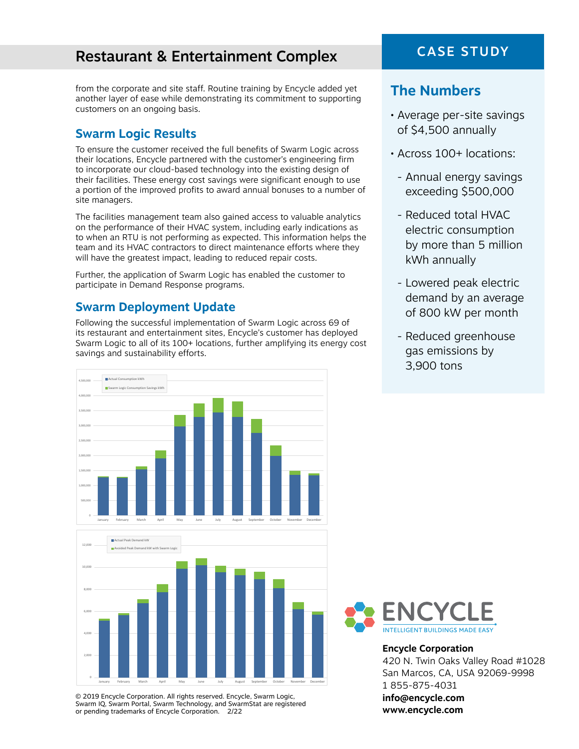# Restaurant & Entertainment Complex

from the corporate and site staff. Routine training by Encycle added yet another layer of ease while demonstrating its commitment to supporting customers on an ongoing basis.

## Swarm Logic Results

To ensure the customer received the full benefits of Swarm Logic across their locations, Encycle partnered with the customer's engineering firm to incorporate our cloud-based technology into the existing design of their facilities. These energy cost savings were significant enough to use a portion of the improved profits to award annual bonuses to a number of site managers.

The facilities management team also gained access to valuable analytics on the performance of their HVAC system, including early indications as to when an RTU is not performing as expected. This information helps the team and its HVAC contractors to direct maintenance efforts where they will have the greatest impact, leading to reduced repair costs.

Further, the application of Swarm Logic has enabled the customer to participate in Demand Response programs.

## Swarm Deployment Update

Following the successful implementation of Swarm Logic across 69 of its restaurant and entertainment sites, Encycle's customer has deployed Swarm Logic to all of its 100+ locations, further amplifying its energy cost savings and sustainability efforts.

Actual Consumption kWh
Swarm Logic Consumption Savings kWh

4,500,000
4,000,000
3,500,000
3,000,000
2,500,000
2,000,000
1,500,000
1,000,000
500,000
0

January February March April May June July August September October November December

Actual Peak Demand kW
Avoided Peak Demand kW with Swarm Logic

12,000
10,000
8,000
6,000
4,000
2,000
0

January February March April May June July August September October November December

© 2019 Encycle Corporation. All rights reserved. Encycle, Swarm Logic, Swarm IQ, Swarm Portal, Swarm Technology, and SwarmStat are registered or pending trademarks of Encycle Corporation. 2/22

## CASE STUDY

### The Numbers

- Average per-site savings of $4,500 annually
- Across 100+ locations:
  - Annual energy savings exceeding $500,000
  - Reduced total HVAC electric consumption by more than 5 million kWh annually
  - Lowered peak electric demand by an average of 800 kW per month
  - Reduced greenhouse gas emissions by 3,900 tons

ENCYCLE
INTELLIGENT BUILDINGS MADE EASY

**Encycle Corporation**
420 N. Twin Oaks Valley Road #1028
San Marcos, CA, USA 92069-9998
1 855-875-4031
**info@encycle.com**
**www.encycle.com**